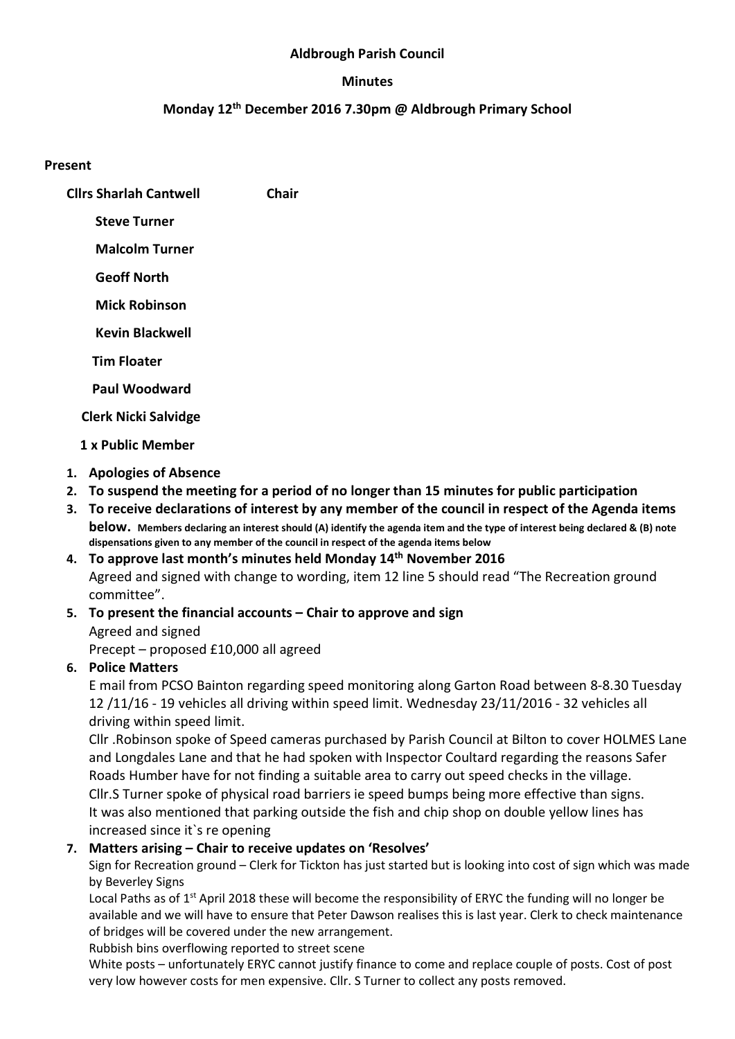**Aldbrough Parish Council**

**Minutes**

**Monday 12th December 2016 7.30pm @ Aldbrough Primary School**

**Present**

**Cllrs Sharlah Cantwell** **Chair**

**Steve Turner**

**Malcolm Turner**

**Geoff North**

**Mick Robinson**

**Kevin Blackwell**

**Tim Floater**

**Paul Woodward**

**Clerk Nicki Salvidge**

**1 x Public Member**

1. **Apologies of Absence**
2. **To suspend the meeting for a period of no longer than 15 minutes for public participation**
3. **To receive declarations of interest by any member of the council in respect of the Agenda items below.** **Members declaring an interest should (A) identify the agenda item and the type of interest being declared & (B) note dispensations given to any member of the council in respect of the agenda items below**
4. **To approve last month's minutes held Monday 14th November 2016**
   Agreed and signed with change to wording, item 12 line 5 should read "The Recreation ground committee".
5. **To present the financial accounts – Chair to approve and sign**
   Agreed and signed
   Precept – proposed £10,000 all agreed
6. **Police Matters**
   E mail from PCSO Bainton regarding speed monitoring along Garton Road between 8-8.30 Tuesday 12 /11/16 - 19 vehicles all driving within speed limit. Wednesday 23/11/2016 - 32 vehicles all driving within speed limit.
   Cllr .Robinson spoke of Speed cameras purchased by Parish Council at Bilton to cover HOLMES Lane and Longdales Lane and that he had spoken with Inspector Coultard regarding the reasons Safer Roads Humber have for not finding a suitable area to carry out speed checks in the village.
   Cllr.S Turner spoke of physical road barriers ie speed bumps being more effective than signs.
   It was also mentioned that parking outside the fish and chip shop on double yellow lines has increased since it`s re opening
7. **Matters arising – Chair to receive updates on 'Resolves'**
   Sign for Recreation ground – Clerk for Tickton has just started but is looking into cost of sign which was made by Beverley Signs
   Local Paths as of 1st April 2018 these will become the responsibility of ERYC the funding will no longer be available and we will have to ensure that Peter Dawson realises this is last year. Clerk to check maintenance of bridges will be covered under the new arrangement.
   Rubbish bins overflowing reported to street scene
   White posts – unfortunately ERYC cannot justify finance to come and replace couple of posts. Cost of post very low however costs for men expensive. Cllr. S Turner to collect any posts removed.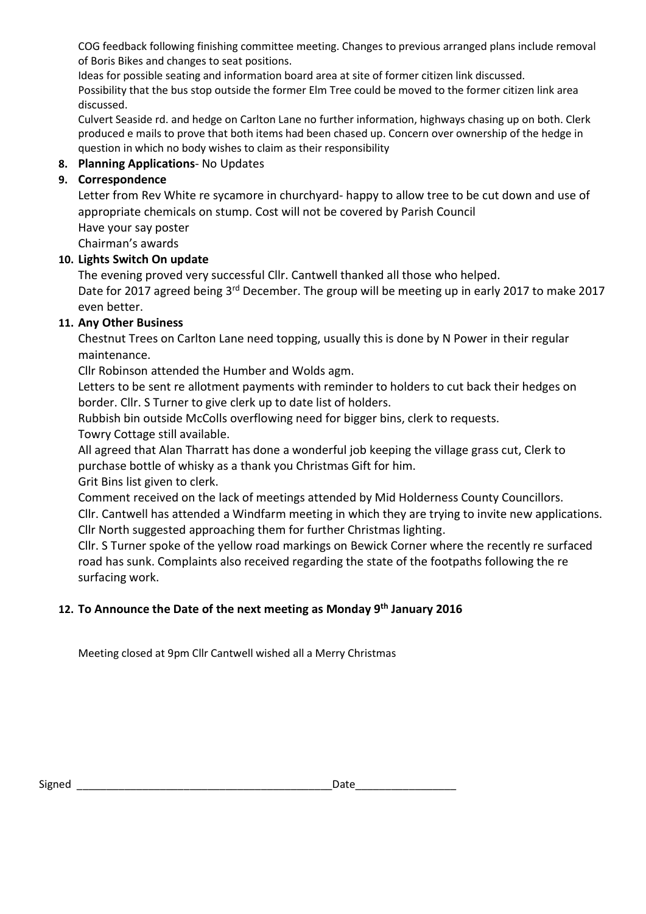COG feedback following finishing committee meeting. Changes to previous arranged plans include removal of Boris Bikes and changes to seat positions.

Ideas for possible seating and information board area at site of former citizen link discussed.

Possibility that the bus stop outside the former Elm Tree could be moved to the former citizen link area discussed.

Culvert Seaside rd. and hedge on Carlton Lane no further information, highways chasing up on both. Clerk produced e mails to prove that both items had been chased up. Concern over ownership of the hedge in question in which no body wishes to claim as their responsibility

8. **Planning Applications**- No Updates
9. **Correspondence**

   Letter from Rev White re sycamore in churchyard- happy to allow tree to be cut down and use of appropriate chemicals on stump. Cost will not be covered by Parish Council

   Have your say poster

   Chairman's awards
10. **Lights Switch On update**

    The evening proved very successful Cllr. Cantwell thanked all those who helped.

    Date for 2017 agreed being 3rd December. The group will be meeting up in early 2017 to make 2017 even better.
11. **Any Other Business**

    Chestnut Trees on Carlton Lane need topping, usually this is done by N Power in their regular maintenance.

    Cllr Robinson attended the Humber and Wolds agm.

    Letters to be sent re allotment payments with reminder to holders to cut back their hedges on border. Cllr. S Turner to give clerk up to date list of holders.

    Rubbish bin outside McColls overflowing need for bigger bins, clerk to requests.

    Towry Cottage still available.

    All agreed that Alan Tharratt has done a wonderful job keeping the village grass cut, Clerk to purchase bottle of whisky as a thank you Christmas Gift for him.

    Grit Bins list given to clerk.

    Comment received on the lack of meetings attended by Mid Holderness County Councillors.

    Cllr. Cantwell has attended a Windfarm meeting in which they are trying to invite new applications. Cllr North suggested approaching them for further Christmas lighting.

    Cllr. S Turner spoke of the yellow road markings on Bewick Corner where the recently re surfaced road has sunk. Complaints also received regarding the state of the footpaths following the re surfacing work.

12. **To Announce the Date of the next meeting as Monday 9th January 2016**

Meeting closed at 9pm Cllr Cantwell wished all a Merry Christmas

Signed ___________________________________________Date_________________